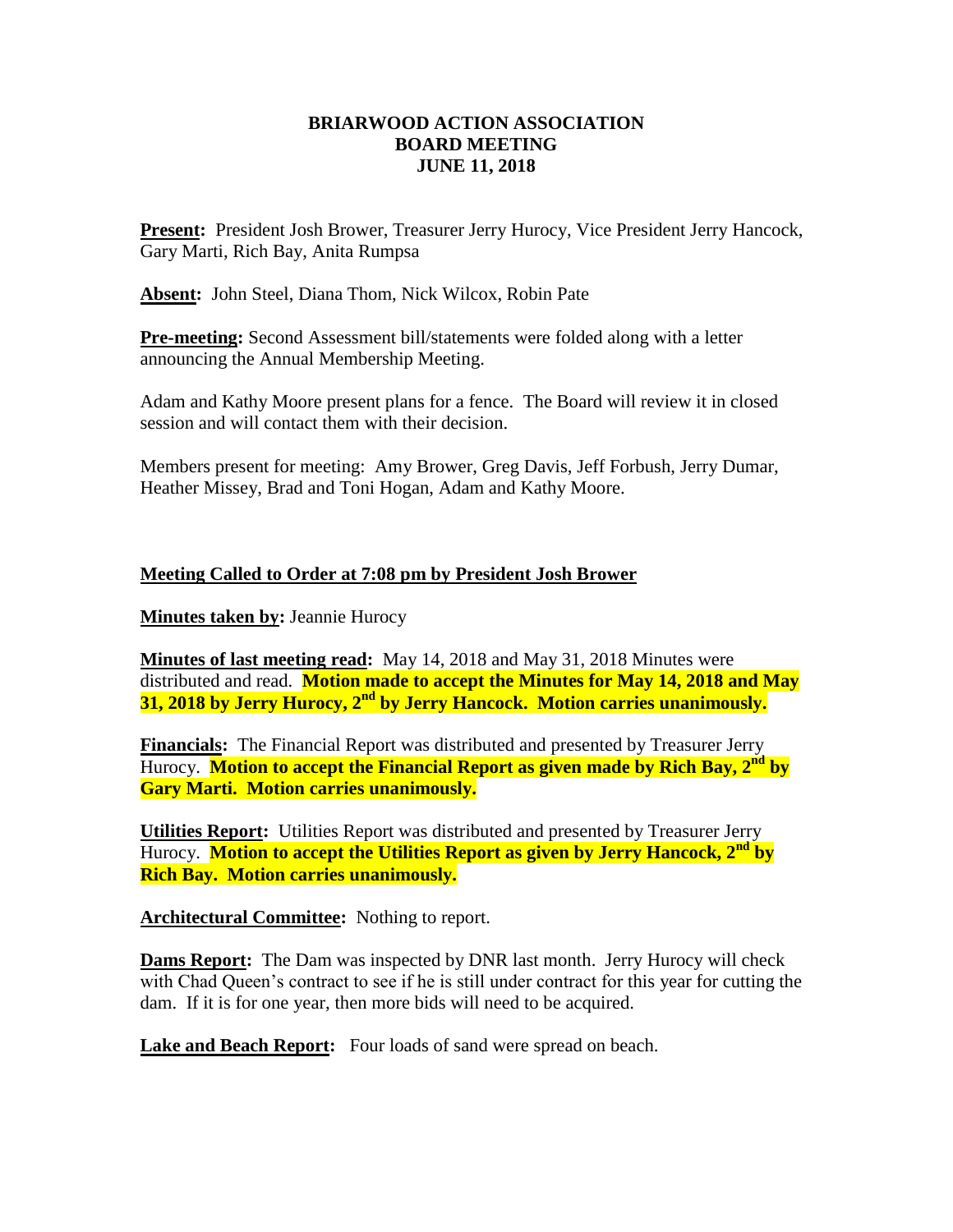# BRIARWOOD ACTION ASSOCIATION
## BOARD MEETING
## JUNE 11, 2018

**Present:** President Josh Brower, Treasurer Jerry Hurocy, Vice President Jerry Hancock, Gary Marti, Rich Bay, Anita Rumpsa

**Absent:** John Steel, Diana Thom, Nick Wilcox, Robin Pate

**Pre-meeting:** Second Assessment bill/statements were folded along with a letter announcing the Annual Membership Meeting.

Adam and Kathy Moore present plans for a fence. The Board will review it in closed session and will contact them with their decision.

Members present for meeting: Amy Brower, Greg Davis, Jeff Forbush, Jerry Dumar, Heather Missey, Brad and Toni Hogan, Adam and Kathy Moore.

**Meeting Called to Order at 7:08 pm by President Josh Brower**

**Minutes taken by:** Jeannie Hurocy

**Minutes of last meeting read:** May 14, 2018 and May 31, 2018 Minutes were distributed and read. **Motion made to accept the Minutes for May 14, 2018 and May 31, 2018 by Jerry Hurocy, 2nd by Jerry Hancock. Motion carries unanimously.**

**Financials:** The Financial Report was distributed and presented by Treasurer Jerry Hurocy. **Motion to accept the Financial Report as given made by Rich Bay, 2nd by Gary Marti. Motion carries unanimously.**

**Utilities Report:** Utilities Report was distributed and presented by Treasurer Jerry Hurocy. **Motion to accept the Utilities Report as given by Jerry Hancock, 2nd by Rich Bay. Motion carries unanimously.**

**Architectural Committee:** Nothing to report.

**Dams Report:** The Dam was inspected by DNR last month. Jerry Hurocy will check with Chad Queen's contract to see if he is still under contract for this year for cutting the dam. If it is for one year, then more bids will need to be acquired.

**Lake and Beach Report:** Four loads of sand were spread on beach.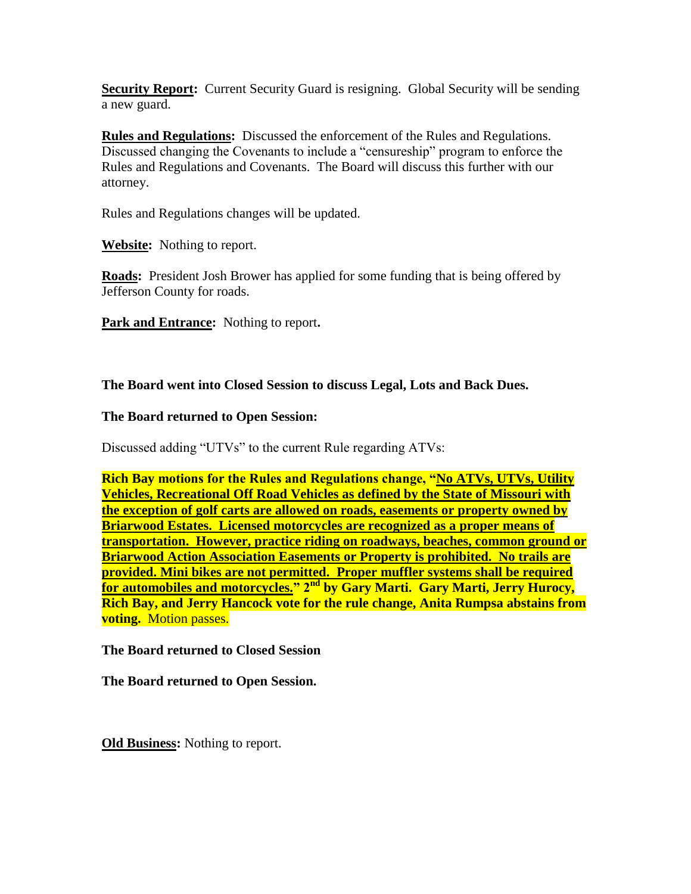**<u>Security Report</u>:** Current Security Guard is resigning. Global Security will be sending a new guard.

**<u>Rules and Regulations</u>:** Discussed the enforcement of the Rules and Regulations. Discussed changing the Covenants to include a "censureship" program to enforce the Rules and Regulations and Covenants. The Board will discuss this further with our attorney.

Rules and Regulations changes will be updated.

**<u>Website</u>:** Nothing to report.

**<u>Roads</u>:** President Josh Brower has applied for some funding that is being offered by Jefferson County for roads.

**<u>Park and Entrance</u>:** Nothing to report**.**

**The Board went into Closed Session to discuss Legal, Lots and Back Dues.**

**The Board returned to Open Session:**

Discussed adding "UTVs" to the current Rule regarding ATVs:

**Rich Bay motions for the Rules and Regulations change, "<u>No ATVs, UTVs, Utility Vehicles, Recreational Off Road Vehicles as defined by the State of Missouri with the exception of golf carts are allowed on roads, easements or property owned by Briarwood Estates. Licensed motorcycles are recognized as a proper means of transportation. However, practice riding on roadways, beaches, common ground or Briarwood Action Association Easements or Property is prohibited. No trails are provided. Mini bikes are not permitted. Proper muffler systems shall be required for automobiles and motorcycles.</u>" 2nd by Gary Marti. Gary Marti, Jerry Hurocy, Rich Bay, and Jerry Hancock vote for the rule change, Anita Rumpsa abstains from voting.** Motion passes.

**The Board returned to Closed Session**

**The Board returned to Open Session.**

**<u>Old Business</u>:** Nothing to report.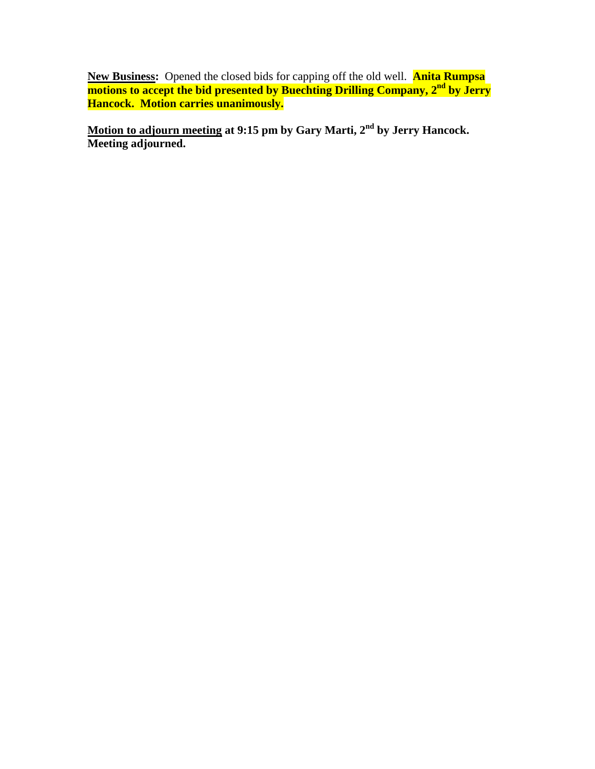**New Business:** Opened the closed bids for capping off the old well. **Anita Rumpsa motions to accept the bid presented by Buechting Drilling Company, 2nd by Jerry Hancock. Motion carries unanimously.**

**Motion to adjourn meeting at 9:15 pm by Gary Marti, 2nd by Jerry Hancock. Meeting adjourned.**